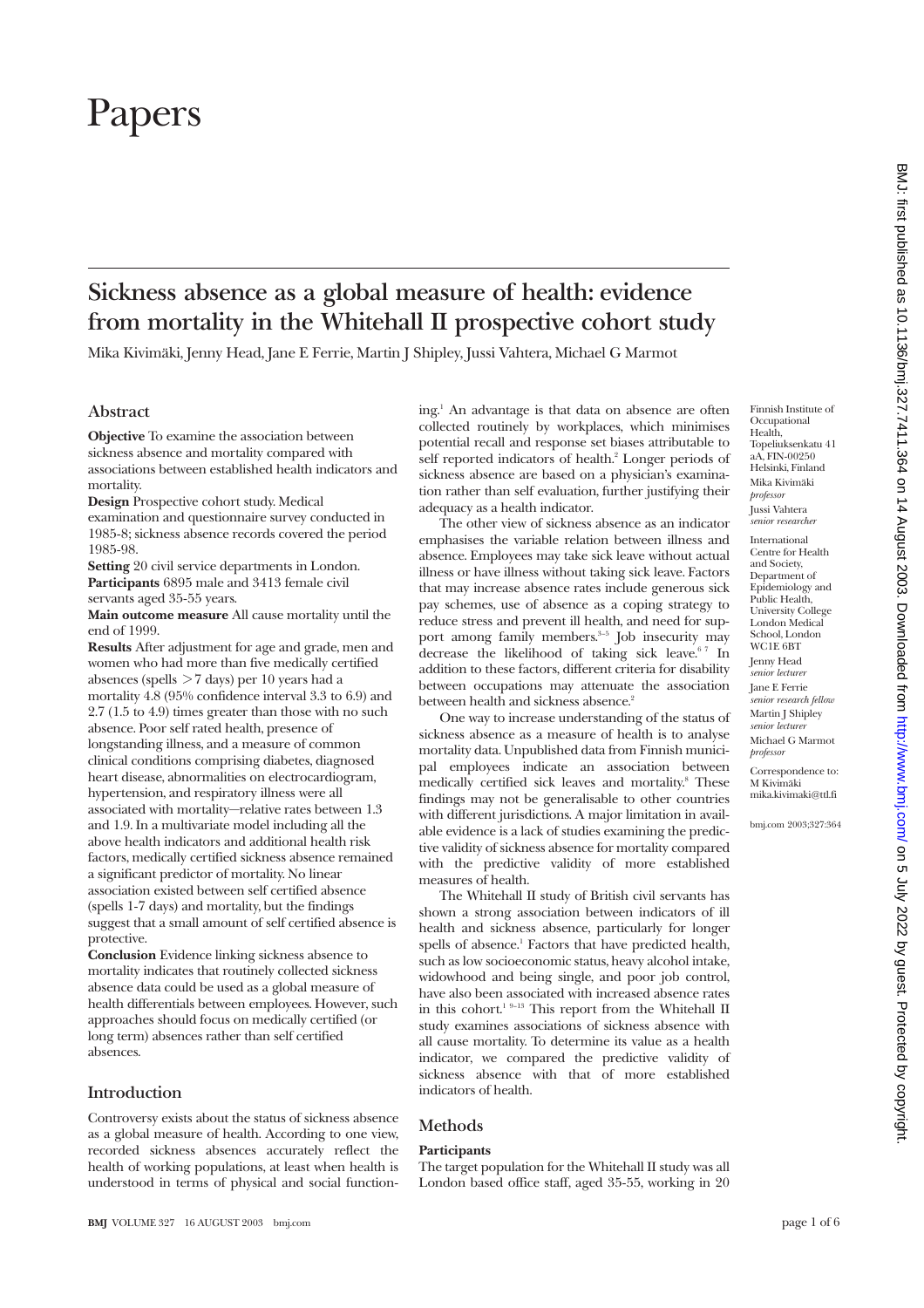# Papers

## Sickness absence as a global measure of health: evidence from mortality in the Whitehall II prospective cohort study

Mika Kivimäki, Jenny Head, Jane E Ferrie, Martin J Shipley, Jussi Vahtera, Michael G Marmot

### Abstract

**Objective** To examine the association between sickness absence and mortality compared with associations between established health indicators and mortality.

**Design** Prospective cohort study. Medical examination and questionnaire survey conducted in 1985-8; sickness absence records covered the period 1985-98.

**Setting** 20 civil service departments in London.

**Participants** 6895 male and 3413 female civil servants aged 35-55 years.

**Main outcome measure** All cause mortality until the end of 1999.

**Results** After adjustment for age and grade, men and women who had more than five medically certified absences (spells >7 days) per 10 years had a mortality 4.8 (95% confidence interval 3.3 to 6.9) and 2.7 (1.5 to 4.9) times greater than those with no such absence. Poor self rated health, presence of longstanding illness, and a measure of common clinical conditions comprising diabetes, diagnosed heart disease, abnormalities on electrocardiogram, hypertension, and respiratory illness were all associated with mortality—relative rates between 1.3 and 1.9. In a multivariate model including all the above health indicators and additional health risk factors, medically certified sickness absence remained a significant predictor of mortality. No linear association existed between self certified absence (spells 1-7 days) and mortality, but the findings suggest that a small amount of self certified absence is protective.

**Conclusion** Evidence linking sickness absence to mortality indicates that routinely collected sickness absence data could be used as a global measure of health differentials between employees. However, such approaches should focus on medically certified (or long term) absences rather than self certified absences.

### Introduction

Controversy exists about the status of sickness absence as a global measure of health. According to one view, recorded sickness absences accurately reflect the health of working populations, at least when health is understood in terms of physical and social functioning.[1] An advantage is that data on absence are often collected routinely by workplaces, which minimises potential recall and response set biases attributable to self reported indicators of health.[2] Longer periods of sickness absence are based on a physician's examination rather than self evaluation, further justifying their adequacy as a health indicator.

The other view of sickness absence as an indicator emphasises the variable relation between illness and absence. Employees may take sick leave without actual illness or have illness without taking sick leave. Factors that may increase absence rates include generous sick pay schemes, use of absence as a coping strategy to reduce stress and prevent ill health, and need for support among family members.[3-5] Job insecurity may decrease the likelihood of taking sick leave.[6 7] In addition to these factors, different criteria for disability between occupations may attenuate the association between health and sickness absence.[2]

One way to increase understanding of the status of sickness absence as a measure of health is to analyse mortality data. Unpublished data from Finnish municipal employees indicate an association between medically certified sick leaves and mortality.[8] These findings may not be generalisable to other countries with different jurisdictions. A major limitation in available evidence is a lack of studies examining the predictive validity of sickness absence for mortality compared with the predictive validity of more established measures of health.

The Whitehall II study of British civil servants has shown a strong association between indicators of ill health and sickness absence, particularly for longer spells of absence.[1] Factors that have predicted health, such as low socioeconomic status, heavy alcohol intake, widowhood and being single, and poor job control, have also been associated with increased absence rates in this cohort.[1 9-13] This report from the Whitehall II study examines associations of sickness absence with all cause mortality. To determine its value as a health indicator, we compared the predictive validity of sickness absence with that of more established indicators of health.

### Methods

#### Participants

The target population for the Whitehall II study was all London based office staff, aged 35-55, working in 20

Finnish Institute of Occupational Health, Topeliuksenkatu 41 aA, FIN-00250 Helsinki, Finland
Mika Kivimäki *professor*
Jussi Vahtera *senior researcher*

International Centre for Health and Society, Department of Epidemiology and Public Health, University College London Medical School, London WC1E 6BT
Jenny Head *senior lecturer*
Jane E Ferrie *senior research fellow*
Martin J Shipley *senior lecturer*
Michael G Marmot *professor*

Correspondence to: M Kivimäki mika.kivimaki@ttl.fi

bmj.com 2003;327:364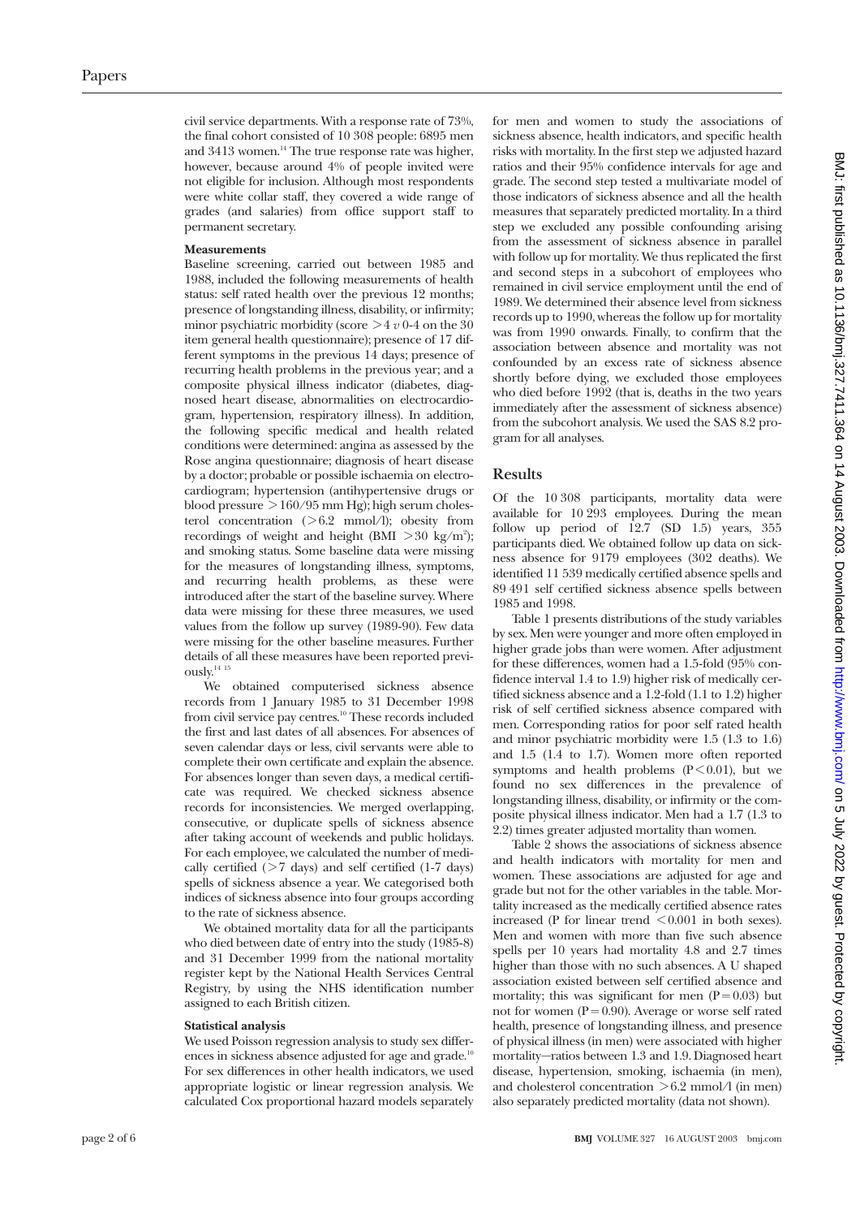civil service departments. With a response rate of 73%, the final cohort consisted of 10 308 people: 6895 men and 3413 women.[14] The true response rate was higher, however, because around 4% of people invited were not eligible for inclusion. Although most respondents were white collar staff, they covered a wide range of grades (and salaries) from office support staff to permanent secretary.

**Measurements**

Baseline screening, carried out between 1985 and 1988, included the following measurements of health status: self rated health over the previous 12 months; presence of longstanding illness, disability, or infirmity; minor psychiatric morbidity (score >4 *v* 0-4 on the 30 item general health questionnaire); presence of 17 different symptoms in the previous 14 days; presence of recurring health problems in the previous year; and a composite physical illness indicator (diabetes, diagnosed heart disease, abnormalities on electrocardiogram, hypertension, respiratory illness). In addition, the following specific medical and health related conditions were determined: angina as assessed by the Rose angina questionnaire; diagnosis of heart disease by a doctor; probable or possible ischaemia on electrocardiogram; hypertension (antihypertensive drugs or blood pressure >160/95 mm Hg); high serum cholesterol concentration (>6.2 mmol/l); obesity from recordings of weight and height (BMI >30 kg/m$^2$); and smoking status. Some baseline data were missing for the measures of longstanding illness, symptoms, and recurring health problems, as these were introduced after the start of the baseline survey. Where data were missing for these three measures, we used values from the follow up survey (1989-90). Few data were missing for the other baseline measures. Further details of all these measures have been reported previously.[14 15]

We obtained computerised sickness absence records from 1 January 1985 to 31 December 1998 from civil service pay centres.[10] These records included the first and last dates of all absences. For absences of seven calendar days or less, civil servants were able to complete their own certificate and explain the absence. For absences longer than seven days, a medical certificate was required. We checked sickness absence records for inconsistencies. We merged overlapping, consecutive, or duplicate spells of sickness absence after taking account of weekends and public holidays. For each employee, we calculated the number of medically certified (>7 days) and self certified (1-7 days) spells of sickness absence a year. We categorised both indices of sickness absence into four groups according to the rate of sickness absence.

We obtained mortality data for all the participants who died between date of entry into the study (1985-8) and 31 December 1999 from the national mortality register kept by the National Health Services Central Registry, by using the NHS identification number assigned to each British citizen.

**Statistical analysis**

We used Poisson regression analysis to study sex differences in sickness absence adjusted for age and grade.[10] For sex differences in other health indicators, we used appropriate logistic or linear regression analysis. We calculated Cox proportional hazard models separately for men and women to study the associations of sickness absence, health indicators, and specific health risks with mortality. In the first step we adjusted hazard ratios and their 95% confidence intervals for age and grade. The second step tested a multivariate model of those indicators of sickness absence and all the health measures that separately predicted mortality. In a third step we excluded any possible confounding arising from the assessment of sickness absence in parallel with follow up for mortality. We thus replicated the first and second steps in a subcohort of employees who remained in civil service employment until the end of 1989. We determined their absence level from sickness records up to 1990, whereas the follow up for mortality was from 1990 onwards. Finally, to confirm that the association between absence and mortality was not confounded by an excess rate of sickness absence shortly before dying, we excluded those employees who died before 1992 (that is, deaths in the two years immediately after the assessment of sickness absence) from the subcohort analysis. We used the SAS 8.2 program for all analyses.

## Results

Of the 10 308 participants, mortality data were available for 10 293 employees. During the mean follow up period of 12.7 (SD 1.5) years, 355 participants died. We obtained follow up data on sickness absence for 9179 employees (302 deaths). We identified 11 539 medically certified absence spells and 89 491 self certified sickness absence spells between 1985 and 1998.

Table 1 presents distributions of the study variables by sex. Men were younger and more often employed in higher grade jobs than were women. After adjustment for these differences, women had a 1.5-fold (95% confidence interval 1.4 to 1.9) higher risk of medically certified sickness absence and a 1.2-fold (1.1 to 1.2) higher risk of self certified sickness absence compared with men. Corresponding ratios for poor self rated health and minor psychiatric morbidity were 1.5 (1.3 to 1.6) and 1.5 (1.4 to 1.7). Women more often reported symptoms and health problems ($P<0.01$), but we found no sex differences in the prevalence of longstanding illness, disability, or infirmity or the composite physical illness indicator. Men had a 1.7 (1.3 to 2.2) times greater adjusted mortality than women.

Table 2 shows the associations of sickness absence and health indicators with mortality for men and women. These associations are adjusted for age and grade but not for the other variables in the table. Mortality increased as the medically certified absence rates increased (P for linear trend <0.001 in both sexes). Men and women with more than five such absence spells per 10 years had mortality 4.8 and 2.7 times higher than those with no such absences. A U shaped association existed between self certified absence and mortality; this was significant for men ($P=0.03$) but not for women ($P=0.90$). Average or worse self rated health, presence of longstanding illness, and presence of physical illness (in men) were associated with higher mortality—ratios between 1.3 and 1.9. Diagnosed heart disease, hypertension, smoking, ischaemia (in men), and cholesterol concentration >6.2 mmol/l (in men) also separately predicted mortality (data not shown).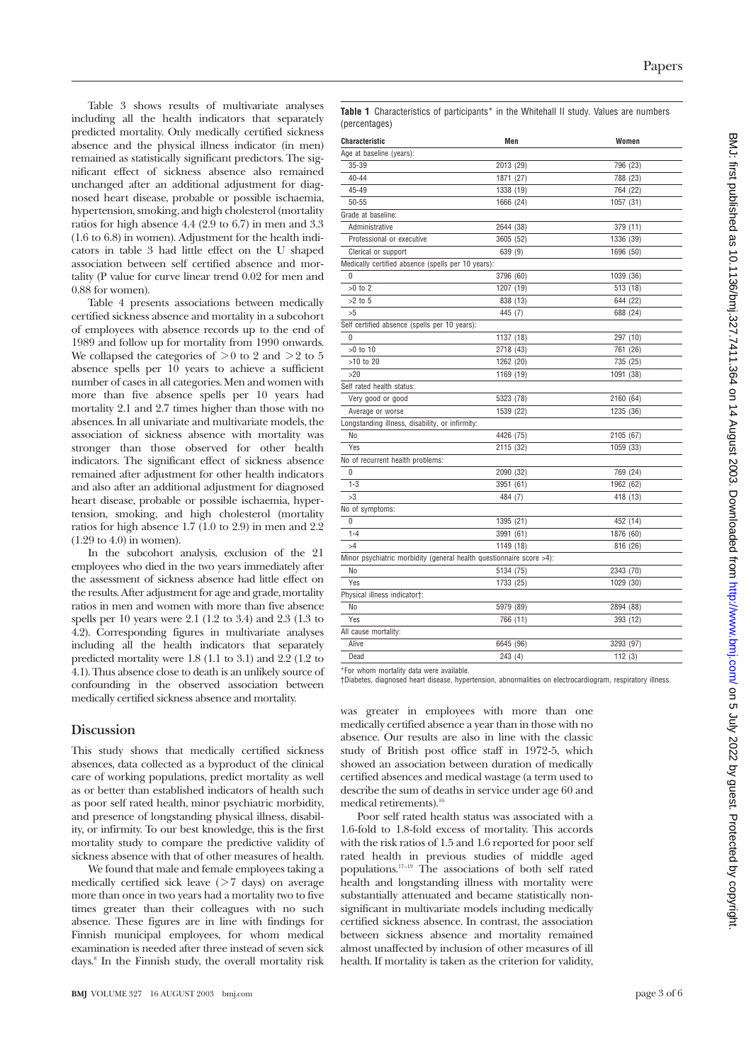Table 3 shows results of multivariate analyses including all the health indicators that separately predicted mortality. Only medically certified sickness absence and the physical illness indicator (in men) remained as statistically significant predictors. The significant effect of sickness absence also remained unchanged after an additional adjustment for diagnosed heart disease, probable or possible ischaemia, hypertension, smoking, and high cholesterol (mortality ratios for high absence 4.4 (2.9 to 6.7) in men and 3.3 (1.6 to 6.8) in women). Adjustment for the health indicators in table 3 had little effect on the U shaped association between self certified absence and mortality (P value for curve linear trend 0.02 for men and 0.88 for women).

Table 4 presents associations between medically certified sickness absence and mortality in a subcohort of employees with absence records up to the end of 1989 and follow up for mortality from 1990 onwards. We collapsed the categories of >0 to 2 and >2 to 5 absence spells per 10 years to achieve a sufficient number of cases in all categories. Men and women with more than five absence spells per 10 years had mortality 2.1 and 2.7 times higher than those with no absences. In all univariate and multivariate models, the association of sickness absence with mortality was stronger than those observed for other health indicators. The significant effect of sickness absence remained after adjustment for other health indicators and also after an additional adjustment for diagnosed heart disease, probable or possible ischaemia, hypertension, smoking, and high cholesterol (mortality ratios for high absence 1.7 (1.0 to 2.9) in men and 2.2 (1.29 to 4.0) in women).

In the subcohort analysis, exclusion of the 21 employees who died in the two years immediately after the assessment of sickness absence had little effect on the results. After adjustment for age and grade, mortality ratios in men and women with more than five absence spells per 10 years were 2.1 (1.2 to 3.4) and 2.3 (1.3 to 4.2). Corresponding figures in multivariate analyses including all the health indicators that separately predicted mortality were 1.8 (1.1 to 3.1) and 2.2 (1.2 to 4.1). Thus absence close to death is an unlikely source of confounding in the observed association between medically certified sickness absence and mortality.

**Table 1** Characteristics of participants* in the Whitehall II study. Values are numbers (percentages)

| Characteristic | Men | Women |
|---|---|---|
| Age at baseline (years): | | |
| 35-39 | 2013 (29) | 796 (23) |
| 40-44 | 1871 (27) | 788 (23) |
| 45-49 | 1338 (19) | 764 (22) |
| 50-55 | 1666 (24) | 1057 (31) |
| Grade at baseline: | | |
| Administrative | 2644 (38) | 379 (11) |
| Professional or executive | 3605 (52) | 1336 (39) |
| Clerical or support | 639 (9) | 1696 (50) |
| Medically certified absence (spells per 10 years): | | |
| 0 | 3796 (60) | 1039 (36) |
| >0 to 2 | 1207 (19) | 513 (18) |
| >2 to 5 | 838 (13) | 644 (22) |
| >5 | 445 (7) | 688 (24) |
| Self certified absence (spells per 10 years): | | |
| 0 | 1137 (18) | 297 (10) |
| >0 to 10 | 2718 (43) | 761 (26) |
| >10 to 20 | 1262 (20) | 735 (25) |
| >20 | 1169 (19) | 1091 (38) |
| Self rated health status: | | |
| Very good or good | 5323 (78) | 2160 (64) |
| Average or worse | 1539 (22) | 1235 (36) |
| Longstanding illness, disability, or infirmity: | | |
| No | 4426 (75) | 2105 (67) |
| Yes | 2115 (32) | 1059 (33) |
| No of recurrent health problems: | | |
| 0 | 2090 (32) | 769 (24) |
| 1-3 | 3951 (61) | 1962 (62) |
| >3 | 484 (7) | 418 (13) |
| No of symptoms: | | |
| 0 | 1395 (21) | 452 (14) |
| 1-4 | 3991 (61) | 1876 (60) |
| >4 | 1149 (18) | 816 (26) |
| Minor psychiatric morbidity (general health questionnaire score >4): | | |
| No | 5134 (75) | 2343 (70) |
| Yes | 1733 (25) | 1029 (30) |
| Physical illness indicator†: | | |
| No | 5979 (89) | 2894 (88) |
| Yes | 766 (11) | 393 (12) |
| All cause mortality: | | |
| Alive | 6645 (96) | 3293 (97) |
| Dead | 243 (4) | 112 (3) |

*For whom mortality data were available.
†Diabetes, diagnosed heart disease, hypertension, abnormalities on electrocardiogram, respiratory illness.

## Discussion

This study shows that medically certified sickness absences, data collected as a byproduct of the clinical care of working populations, predict mortality as well as or better than established indicators of health such as poor self rated health, minor psychiatric morbidity, and presence of longstanding physical illness, disability, or infirmity. To our best knowledge, this is the first mortality study to compare the predictive validity of sickness absence with that of other measures of health.

We found that male and female employees taking a medically certified sick leave (>7 days) on average more than once in two years had a mortality two to five times greater than their colleagues with no such absence. These figures are in line with findings for Finnish municipal employees, for whom medical examination is needed after three instead of seven sick days.[8] In the Finnish study, the overall mortality risk was greater in employees with more than one medically certified absence a year than in those with no absence. Our results are also in line with the classic study of British post office staff in 1972-5, which showed an association between duration of medically certified absences and medical wastage (a term used to describe the sum of deaths in service under age 60 and medical retirements).[16]

Poor self rated health status was associated with a 1.6-fold to 1.8-fold excess of mortality. This accords with the risk ratios of 1.5 and 1.6 reported for poor self rated health in previous studies of middle aged populations.[17-19] The associations of both self rated health and longstanding illness with mortality were substantially attenuated and became statistically nonsignificant in multivariate models including medically certified sickness absence. In contrast, the association between sickness absence and mortality remained almost unaffected by inclusion of other measures of ill health. If mortality is taken as the criterion for validity,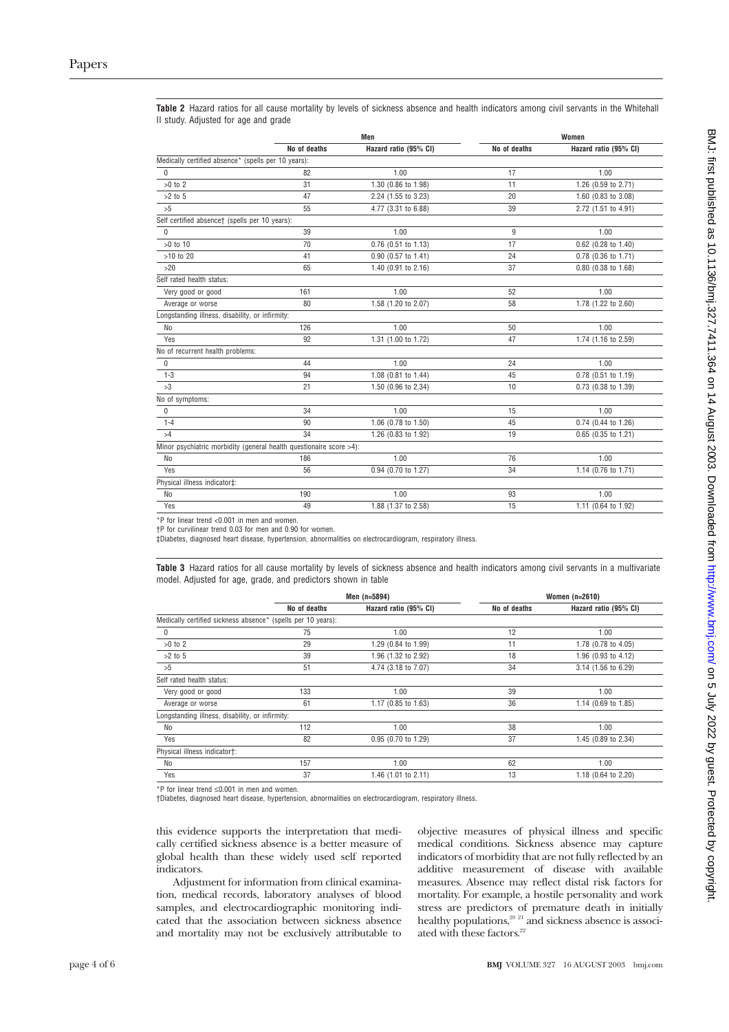**Table 2** Hazard ratios for all cause mortality by levels of sickness absence and health indicators among civil servants in the Whitehall II study. Adjusted for age and grade

| | Men | | Women | |
|---|---|---|---|---|
| | No of deaths | Hazard ratio (95% CI) | No of deaths | Hazard ratio (95% CI) |
| Medically certified absence* (spells per 10 years): | | | | |
| 0 | 82 | 1.00 | 17 | 1.00 |
| >0 to 2 | 31 | 1.30 (0.86 to 1.98) | 11 | 1.26 (0.59 to 2.71) |
| >2 to 5 | 47 | 2.24 (1.55 to 3.23) | 20 | 1.60 (0.83 to 3.08) |
| >5 | 55 | 4.77 (3.31 to 6.88) | 39 | 2.72 (1.51 to 4.91) |
| Self certified absence† (spells per 10 years): | | | | |
| 0 | 39 | 1.00 | 9 | 1.00 |
| >0 to 10 | 70 | 0.76 (0.51 to 1.13) | 17 | 0.62 (0.28 to 1.40) |
| >10 to 20 | 41 | 0.90 (0.57 to 1.41) | 24 | 0.78 (0.36 to 1.71) |
| >20 | 65 | 1.40 (0.91 to 2.16) | 37 | 0.80 (0.38 to 1.68) |
| Self rated health status: | | | | |
| Very good or good | 161 | 1.00 | 52 | 1.00 |
| Average or worse | 80 | 1.58 (1.20 to 2.07) | 58 | 1.78 (1.22 to 2.60) |
| Longstanding illness, disability, or infirmity: | | | | |
| No | 126 | 1.00 | 50 | 1.00 |
| Yes | 92 | 1.31 (1.00 to 1.72) | 47 | 1.74 (1.16 to 2.59) |
| No of recurrent health problems: | | | | |
| 0 | 44 | 1.00 | 24 | 1.00 |
| 1-3 | 94 | 1.08 (0.81 to 1.44) | 45 | 0.78 (0.51 to 1.19) |
| >3 | 21 | 1.50 (0.96 to 2.34) | 10 | 0.73 (0.38 to 1.39) |
| No of symptoms: | | | | |
| 0 | 34 | 1.00 | 15 | 1.00 |
| 1-4 | 90 | 1.06 (0.78 to 1.50) | 45 | 0.74 (0.44 to 1.26) |
| >4 | 34 | 1.26 (0.83 to 1.92) | 19 | 0.65 (0.35 to 1.21) |
| Minor psychiatric morbidity (general health questionaire score >4): | | | | |
| No | 186 | 1.00 | 76 | 1.00 |
| Yes | 56 | 0.94 (0.70 to 1.27) | 34 | 1.14 (0.76 to 1.71) |
| Physical illness indicator‡: | | | | |
| No | 190 | 1.00 | 93 | 1.00 |
| Yes | 49 | 1.88 (1.37 to 2.58) | 15 | 1.11 (0.64 to 1.92) |

*P for linear trend <0.001 in men and women.
†P for curvilinear trend 0.03 for men and 0.90 for women.
‡Diabetes, diagnosed heart disease, hypertension, abnormalities on electrocardiogram, respiratory illness.

**Table 3** Hazard ratios for all cause mortality by levels of sickness absence and health indicators among civil servants in a multivariate model. Adjusted for age, grade, and predictors shown in table

| | Men (n=5894) | | Women (n=2610) | |
|---|---|---|---|---|
| | No of deaths | Hazard ratio (95% CI) | No of deaths | Hazard ratio (95% CI) |
| Medically certified sickness absence* (spells per 10 years): | | | | |
| 0 | 75 | 1.00 | 12 | 1.00 |
| >0 to 2 | 29 | 1.29 (0.84 to 1.99) | 11 | 1.78 (0.78 to 4.05) |
| >2 to 5 | 39 | 1.96 (1.32 to 2.92) | 18 | 1.96 (0.93 to 4.12) |
| >5 | 51 | 4.74 (3.18 to 7.07) | 34 | 3.14 (1.56 to 6.29) |
| Self rated health status: | | | | |
| Very good or good | 133 | 1.00 | 39 | 1.00 |
| Average or worse | 61 | 1.17 (0.85 to 1.63) | 36 | 1.14 (0.69 to 1.85) |
| Longstanding illness, disability, or infirmity: | | | | |
| No | 112 | 1.00 | 38 | 1.00 |
| Yes | 82 | 0.95 (0.70 to 1.29) | 37 | 1.45 (0.89 to 2.34) |
| Physical illness indicator†: | | | | |
| No | 157 | 1.00 | 62 | 1.00 |
| Yes | 37 | 1.46 (1.01 to 2.11) | 13 | 1.18 (0.64 to 2.20) |

*P for linear trend ≤0.001 in men and women.
†Diabetes, diagnosed heart disease, hypertension, abnormalities on electrocardiogram, respiratory illness.

this evidence supports the interpretation that medically certified sickness absence is a better measure of global health than these widely used self reported indicators.

Adjustment for information from clinical examination, medical records, laboratory analyses of blood samples, and electrocardiographic monitoring indicated that the association between sickness absence and mortality may not be exclusively attributable to objective measures of physical illness and specific medical conditions. Sickness absence may capture indicators of morbidity that are not fully reflected by an additive measurement of disease with available measures. Absence may reflect distal risk factors for mortality. For example, a hostile personality and work stress are predictors of premature death in initially healthy populations,[20 21] and sickness absence is associated with these factors.[22]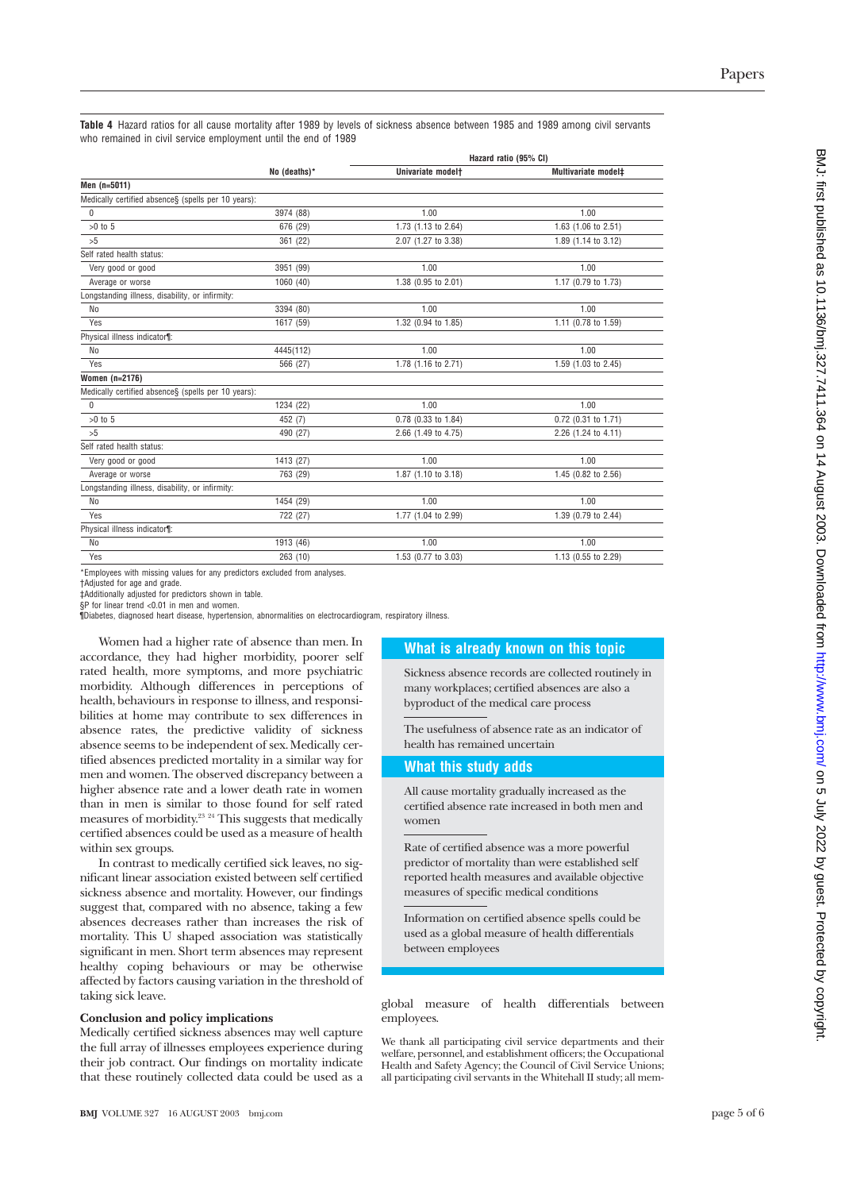**Table 4** Hazard ratios for all cause mortality after 1989 by levels of sickness absence between 1985 and 1989 among civil servants who remained in civil service employment until the end of 1989

| | No (deaths)* | Hazard ratio (95% CI) | |
|---|---|---|---|
| | | Univariate model† | Multivariate model‡ |
| **Men (n=5011)** | | | |
| Medically certified absence§ (spells per 10 years): | | | |
| 0 | 3974 (88) | 1.00 | 1.00 |
| >0 to 5 | 676 (29) | 1.73 (1.13 to 2.64) | 1.63 (1.06 to 2.51) |
| >5 | 361 (22) | 2.07 (1.27 to 3.38) | 1.89 (1.14 to 3.12) |
| Self rated health status: | | | |
| Very good or good | 3951 (99) | 1.00 | 1.00 |
| Average or worse | 1060 (40) | 1.38 (0.95 to 2.01) | 1.17 (0.79 to 1.73) |
| Longstanding illness, disability, or infirmity: | | | |
| No | 3394 (80) | 1.00 | 1.00 |
| Yes | 1617 (59) | 1.32 (0.94 to 1.85) | 1.11 (0.78 to 1.59) |
| Physical illness indicator¶: | | | |
| No | 4445(112) | 1.00 | 1.00 |
| Yes | 566 (27) | 1.78 (1.16 to 2.71) | 1.59 (1.03 to 2.45) |
| **Women (n=2176)** | | | |
| Medically certified absence§ (spells per 10 years): | | | |
| 0 | 1234 (22) | 1.00 | 1.00 |
| >0 to 5 | 452 (7) | 0.78 (0.33 to 1.84) | 0.72 (0.31 to 1.71) |
| >5 | 490 (27) | 2.66 (1.49 to 4.75) | 2.26 (1.24 to 4.11) |
| Self rated health status: | | | |
| Very good or good | 1413 (27) | 1.00 | 1.00 |
| Average or worse | 763 (29) | 1.87 (1.10 to 3.18) | 1.45 (0.82 to 2.56) |
| Longstanding illness, disability, or infirmity: | | | |
| No | 1454 (29) | 1.00 | 1.00 |
| Yes | 722 (27) | 1.77 (1.04 to 2.99) | 1.39 (0.79 to 2.44) |
| Physical illness indicator¶: | | | |
| No | 1913 (46) | 1.00 | 1.00 |
| Yes | 263 (10) | 1.53 (0.77 to 3.03) | 1.13 (0.55 to 2.29) |

*Employees with missing values for any predictors excluded from analyses.
†Adjusted for age and grade.
‡Additionally adjusted for predictors shown in table.
§P for linear trend <0.01 in men and women.
¶Diabetes, diagnosed heart disease, hypertension, abnormalities on electrocardiogram, respiratory illness.

Women had a higher rate of absence than men. In accordance, they had higher morbidity, poorer self rated health, more symptoms, and more psychiatric morbidity. Although differences in perceptions of health, behaviours in response to illness, and responsibilities at home may contribute to sex differences in absence rates, the predictive validity of sickness absence seems to be independent of sex. Medically certified absences predicted mortality in a similar way for men and women. The observed discrepancy between a higher absence rate and a lower death rate in women than in men is similar to those found for self rated measures of morbidity.[23,24] This suggests that medically certified absences could be used as a measure of health within sex groups.

In contrast to medically certified sick leaves, no significant linear association existed between self certified sickness absence and mortality. However, our findings suggest that, compared with no absence, taking a few absences decreases rather than increases the risk of mortality. This U shaped association was statistically significant in men. Short term absences may represent healthy coping behaviours or may be otherwise affected by factors causing variation in the threshold of taking sick leave.

### Conclusion and policy implications

Medically certified sickness absences may well capture the full array of illnesses employees experience during their job contract. Our findings on mortality indicate that these routinely collected data could be used as a global measure of health differentials between employees.

> **What is already known on this topic**
>
> Sickness absence records are collected routinely in many workplaces; certified absences are also a byproduct of the medical care process
>
> The usefulness of absence rate as an indicator of health has remained uncertain
>
> **What this study adds**
>
> All cause mortality gradually increased as the certified absence rate increased in both men and women
>
> Rate of certified absence was a more powerful predictor of mortality than were established self reported health measures and available objective measures of specific medical conditions
>
> Information on certified absence spells could be used as a global measure of health differentials between employees

We thank all participating civil service departments and their welfare, personnel, and establishment officers; the Occupational Health and Safety Agency; the Council of Civil Service Unions; all participating civil servants in the Whitehall II study; all mem-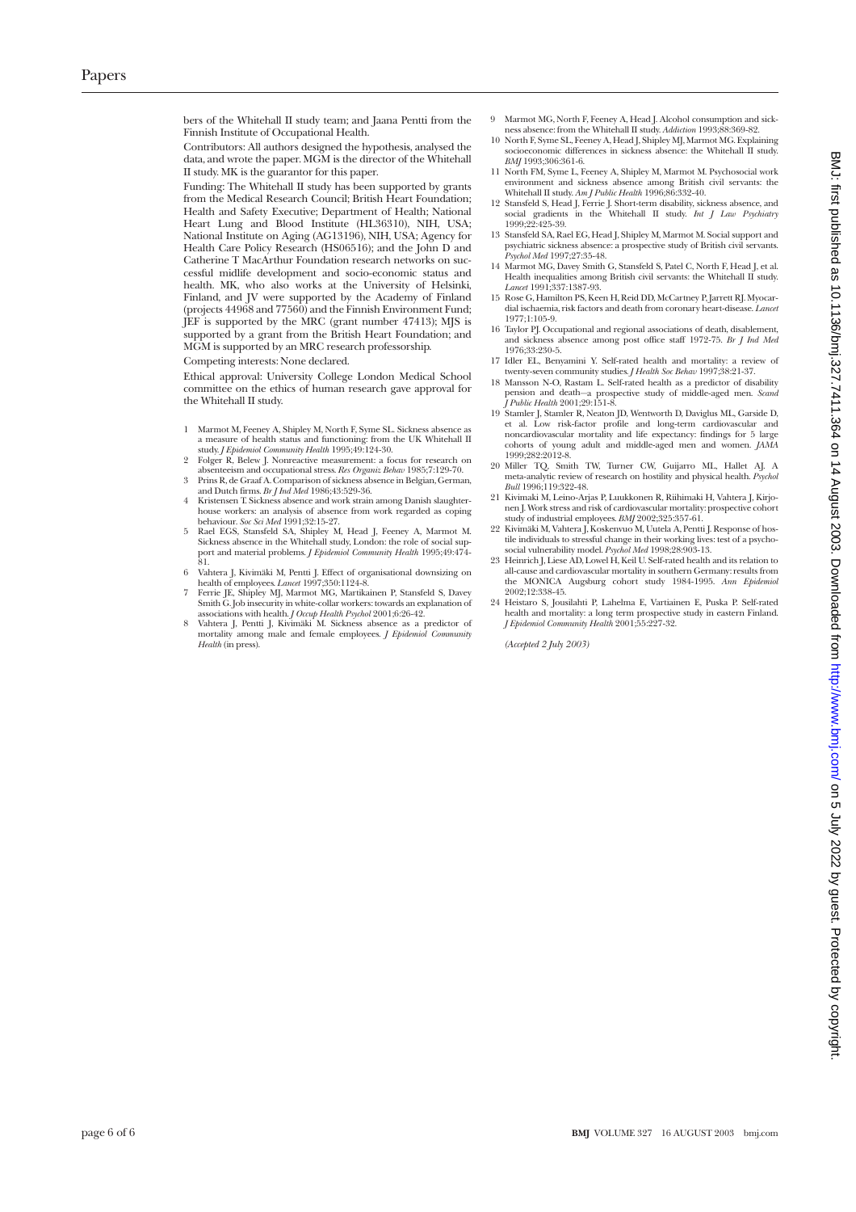bers of the Whitehall II study team; and Jaana Pentti from the Finnish Institute of Occupational Health.

Contributors: All authors designed the hypothesis, analysed the data, and wrote the paper. MGM is the director of the Whitehall II study. MK is the guarantor for this paper.

Funding: The Whitehall II study has been supported by grants from the Medical Research Council; British Heart Foundation; Health and Safety Executive; Department of Health; National Heart Lung and Blood Institute (HL36310), NIH, USA; National Institute on Aging (AG13196), NIH, USA; Agency for Health Care Policy Research (HS06516); and the John D and Catherine T MacArthur Foundation research networks on successful midlife development and socio-economic status and health. MK, who also works at the University of Helsinki, Finland, and JV were supported by the Academy of Finland (projects 44968 and 77560) and the Finnish Environment Fund; JEF is supported by the MRC (grant number 47413); MJS is supported by a grant from the British Heart Foundation; and MGM is supported by an MRC research professorship.

Competing interests: None declared.

Ethical approval: University College London Medical School committee on the ethics of human research gave approval for the Whitehall II study.

1. Marmot M, Feeney A, Shipley M, North F, Syme SL. Sickness absence as a measure of health status and functioning: from the UK Whitehall II study. *J Epidemiol Community Health* 1995;49:124-30.
2. Folger R, Belew J. Nonreactive measurement: a focus for research on absenteeism and occupational stress. *Res Organiz Behav* 1985;7:129-70.
3. Prins R, de Graaf A. Comparison of sickness absence in Belgian, German, and Dutch firms. *Br J Ind Med* 1986;43:529-36.
4. Kristensen T. Sickness absence and work strain among Danish slaughterhouse workers: an analysis of absence from work regarded as coping behaviour. *Soc Sci Med* 1991;32:15-27.
5. Rael EGS, Stansfeld SA, Shipley M, Head J, Feeney A, Marmot M. Sickness absence in the Whitehall study, London: the role of social support and material problems. *J Epidemiol Community Health* 1995;49:474-81.
6. Vahtera J, Kivimäki M, Pentti J. Effect of organisational downsizing on health of employees. *Lancet* 1997;350:1124-8.
7. Ferrie JE, Shipley MJ, Marmot MG, Martikainen P, Stansfeld S, Davey Smith G. Job insecurity in white-collar workers: towards an explanation of associations with health. *J Occup Health Psychol* 2001;6:26-42.
8. Vahtera J, Pentti J, Kivimäki M. Sickness absence as a predictor of mortality among male and female employees. *J Epidemiol Community Health* (in press).
9. Marmot MG, North F, Feeney A, Head J. Alcohol consumption and sickness absence: from the Whitehall II study. *Addiction* 1993;88:369-82.
10. North F, Syme SL, Feeney A, Head J, Shipley MJ, Marmot MG. Explaining socioeconomic differences in sickness absence: the Whitehall II study. *BMJ* 1993;306:361-6.
11. North FM, Syme L, Feeney A, Shipley M, Marmot M. Psychosocial work environment and sickness absence among British civil servants: the Whitehall II study. *Am J Public Health* 1996;86:332-40.
12. Stansfeld S, Head J, Ferrie J. Short-term disability, sickness absence, and social gradients in the Whitehall II study. *Int J Law Psychiatry* 1999;22:425-39.
13. Stansfeld SA, Rael EG, Head J, Shipley M, Marmot M. Social support and psychiatric sickness absence: a prospective study of British civil servants. *Psychol Med* 1997;27:35-48.
14. Marmot MG, Davey Smith G, Stansfeld S, Patel C, North F, Head J, et al. Health inequalities among British civil servants: the Whitehall II study. *Lancet* 1991;337:1387-93.
15. Rose G, Hamilton PS, Keen H, Reid DD, McCartney P, Jarrett RJ. Myocardial ischaemia, risk factors and death from coronary heart-disease. *Lancet* 1977;1:105-9.
16. Taylor PJ. Occupational and regional associations of death, disablement, and sickness absence among post office staff 1972-75. *Br J Ind Med* 1976;33:230-5.
17. Idler EL, Benyamini Y. Self-rated health and mortality: a review of twenty-seven community studies. *J Health Soc Behav* 1997;38:21-37.
18. Mansson N-O, Rastam L. Self-rated health as a predictor of disability pension and death—a prospective study of middle-aged men. *Scand J Public Health* 2001;29:151-8.
19. Stamler J, Stamler R, Neaton JD, Wentworth D, Daviglus ML, Garside D, et al. Low risk-factor profile and long-term cardiovascular and noncardiovascular mortality and life expectancy: findings for 5 large cohorts of young adult and middle-aged men and women. *JAMA* 1999;282:2012-8.
20. Miller TQ, Smith TW, Turner CW, Guijarro ML, Hallet AJ. A meta-analytic review of research on hostility and physical health. *Psychol Bull* 1996;119:322-48.
21. Kivimaki M, Leino-Arjas P, Luukkonen R, Riihimaki H, Vahtera J, Kirjonen J. Work stress and risk of cardiovascular mortality: prospective cohort study of industrial employees. *BMJ* 2002;325:357-61.
22. Kivimäki M, Vahtera J, Koskenvuo M, Uutela A, Pentti J. Response of hostile individuals to stressful change in their working lives: test of a psychosocial vulnerability model. *Psychol Med* 1998;28:903-13.
23. Heinrich J, Liese AD, Lowel H, Keil U. Self-rated health and its relation to all-cause and cardiovascular mortality in southern Germany: results from the MONICA Augsburg cohort study 1984-1995. *Ann Epidemiol* 2002;12:338-45.
24. Heistaro S, Jousilahti P, Lahelma E, Vartiainen E, Puska P. Self-rated health and mortality: a long term prospective study in eastern Finland. *J Epidemiol Community Health* 2001;55:227-32.

*(Accepted 2 July 2003)*